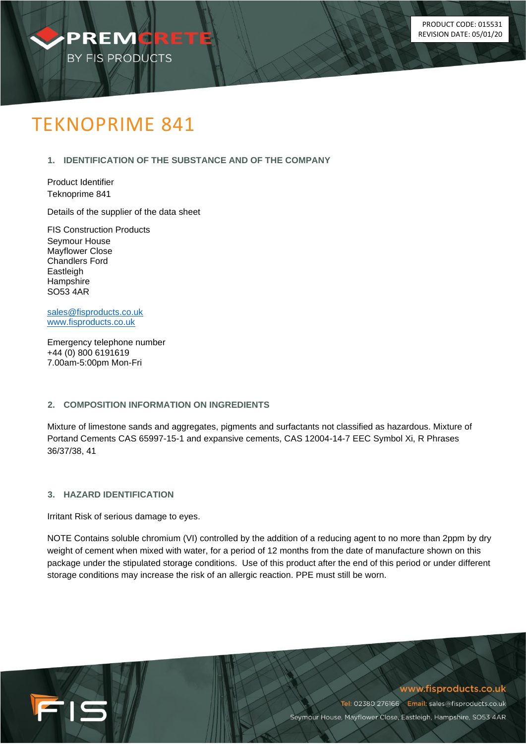PRODUCT CODE: 015531
REVISION DATE: 05/01/20

# TEKNOPRIME 841

## 1. IDENTIFICATION OF THE SUBSTANCE AND OF THE COMPANY

Product Identifier
Teknoprime 841

Details of the supplier of the data sheet

FIS Construction Products
Seymour House
Mayflower Close
Chandlers Ford
Eastleigh
Hampshire
SO53 4AR

sales@fisproducts.co.uk
www.fisproducts.co.uk

Emergency telephone number
+44 (0) 800 6191619
7.00am-5:00pm Mon-Fri

## 2. COMPOSITION INFORMATION ON INGREDIENTS

Mixture of limestone sands and aggregates, pigments and surfactants not classified as hazardous. Mixture of Portand Cements CAS 65997-15-1 and expansive cements, CAS 12004-14-7 EEC Symbol Xi, R Phrases 36/37/38, 41

## 3. HAZARD IDENTIFICATION

Irritant Risk of serious damage to eyes.

NOTE Contains soluble chromium (VI) controlled by the addition of a reducing agent to no more than 2ppm by dry weight of cement when mixed with water, for a period of 12 months from the date of manufacture shown on this package under the stipulated storage conditions. Use of this product after the end of this period or under different storage conditions may increase the risk of an allergic reaction. PPE must still be worn.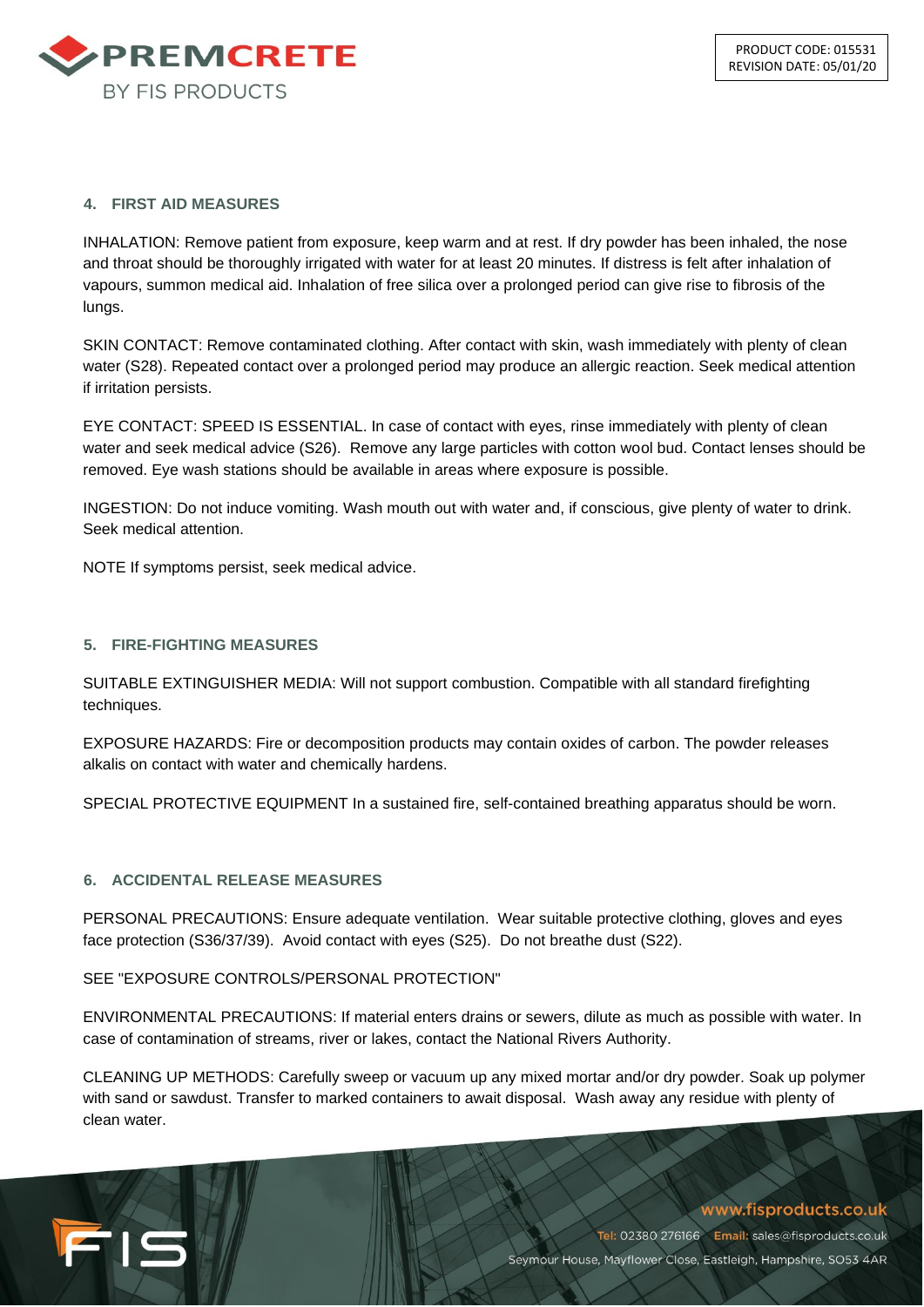## 4. FIRST AID MEASURES

INHALATION: Remove patient from exposure, keep warm and at rest. If dry powder has been inhaled, the nose and throat should be thoroughly irrigated with water for at least 20 minutes. If distress is felt after inhalation of vapours, summon medical aid. Inhalation of free silica over a prolonged period can give rise to fibrosis of the lungs.

SKIN CONTACT: Remove contaminated clothing. After contact with skin, wash immediately with plenty of clean water (S28). Repeated contact over a prolonged period may produce an allergic reaction. Seek medical attention if irritation persists.

EYE CONTACT: SPEED IS ESSENTIAL. In case of contact with eyes, rinse immediately with plenty of clean water and seek medical advice (S26). Remove any large particles with cotton wool bud. Contact lenses should be removed. Eye wash stations should be available in areas where exposure is possible.

INGESTION: Do not induce vomiting. Wash mouth out with water and, if conscious, give plenty of water to drink. Seek medical attention.

NOTE If symptoms persist, seek medical advice.

## 5. FIRE-FIGHTING MEASURES

SUITABLE EXTINGUISHER MEDIA: Will not support combustion. Compatible with all standard firefighting techniques.

EXPOSURE HAZARDS: Fire or decomposition products may contain oxides of carbon. The powder releases alkalis on contact with water and chemically hardens.

SPECIAL PROTECTIVE EQUIPMENT In a sustained fire, self-contained breathing apparatus should be worn.

## 6. ACCIDENTAL RELEASE MEASURES

PERSONAL PRECAUTIONS: Ensure adequate ventilation. Wear suitable protective clothing, gloves and eyes face protection (S36/37/39). Avoid contact with eyes (S25). Do not breathe dust (S22).

SEE "EXPOSURE CONTROLS/PERSONAL PROTECTION"

ENVIRONMENTAL PRECAUTIONS: If material enters drains or sewers, dilute as much as possible with water. In case of contamination of streams, river or lakes, contact the National Rivers Authority.

CLEANING UP METHODS: Carefully sweep or vacuum up any mixed mortar and/or dry powder. Soak up polymer with sand or sawdust. Transfer to marked containers to await disposal. Wash away any residue with plenty of clean water.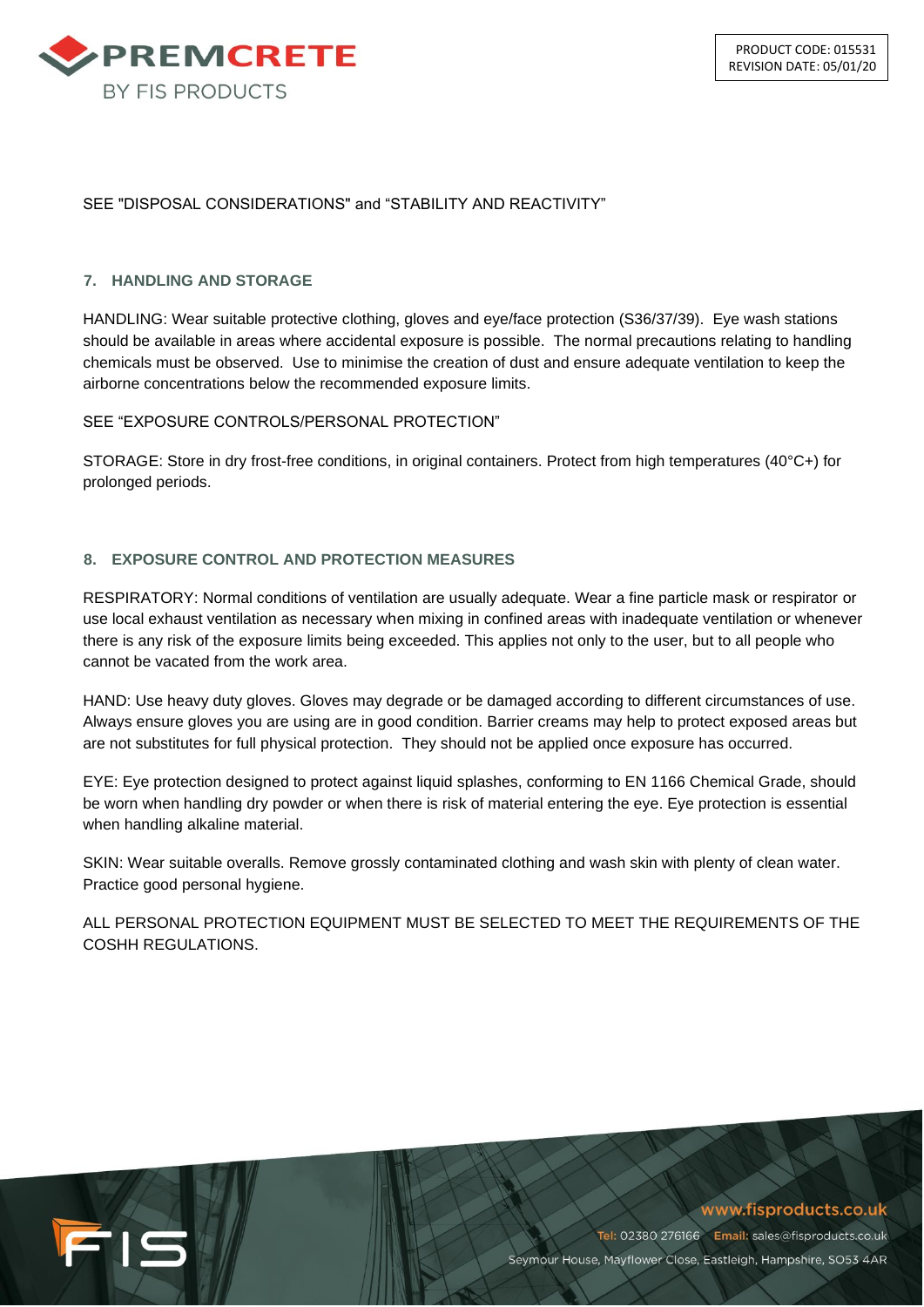SEE "DISPOSAL CONSIDERATIONS" and “STABILITY AND REACTIVITY”

## 7. HANDLING AND STORAGE

HANDLING: Wear suitable protective clothing, gloves and eye/face protection (S36/37/39). Eye wash stations should be available in areas where accidental exposure is possible. The normal precautions relating to handling chemicals must be observed. Use to minimise the creation of dust and ensure adequate ventilation to keep the airborne concentrations below the recommended exposure limits.

SEE “EXPOSURE CONTROLS/PERSONAL PROTECTION”

STORAGE: Store in dry frost-free conditions, in original containers. Protect from high temperatures (40°C+) for prolonged periods.

## 8. EXPOSURE CONTROL AND PROTECTION MEASURES

RESPIRATORY: Normal conditions of ventilation are usually adequate. Wear a fine particle mask or respirator or use local exhaust ventilation as necessary when mixing in confined areas with inadequate ventilation or whenever there is any risk of the exposure limits being exceeded. This applies not only to the user, but to all people who cannot be vacated from the work area.

HAND: Use heavy duty gloves. Gloves may degrade or be damaged according to different circumstances of use. Always ensure gloves you are using are in good condition. Barrier creams may help to protect exposed areas but are not substitutes for full physical protection. They should not be applied once exposure has occurred.

EYE: Eye protection designed to protect against liquid splashes, conforming to EN 1166 Chemical Grade, should be worn when handling dry powder or when there is risk of material entering the eye. Eye protection is essential when handling alkaline material.

SKIN: Wear suitable overalls. Remove grossly contaminated clothing and wash skin with plenty of clean water. Practice good personal hygiene.

ALL PERSONAL PROTECTION EQUIPMENT MUST BE SELECTED TO MEET THE REQUIREMENTS OF THE COSHH REGULATIONS.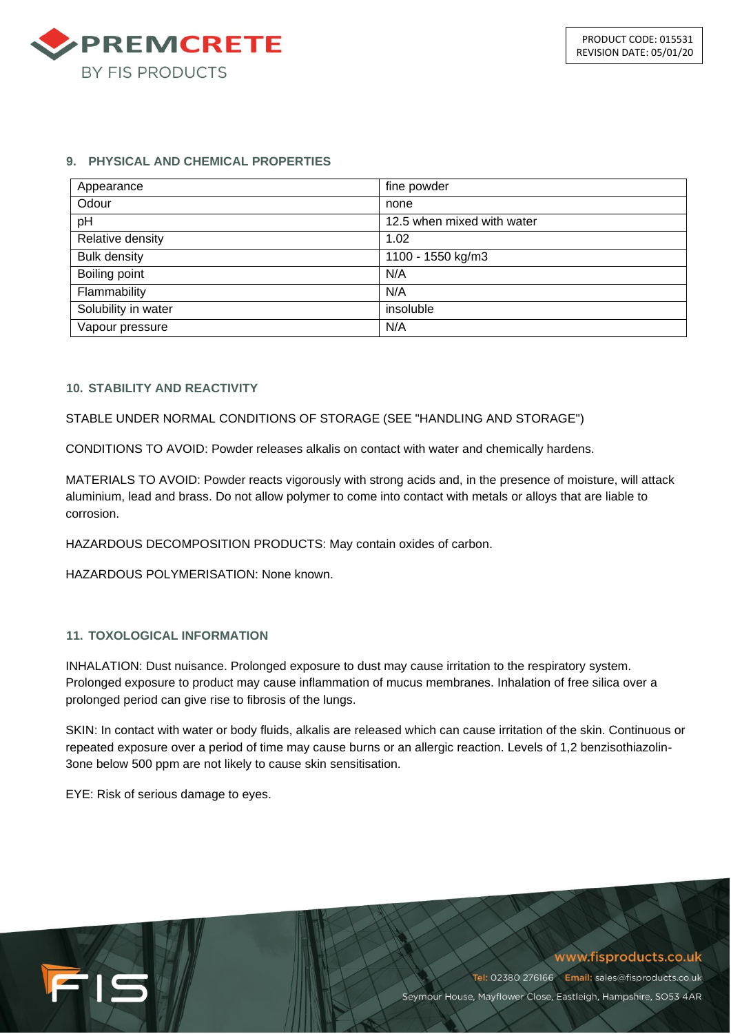## 9. PHYSICAL AND CHEMICAL PROPERTIES

| Appearance | fine powder |
|---|---|
| Odour | none |
| pH | 12.5 when mixed with water |
| Relative density | 1.02 |
| Bulk density | 1100 - 1550 kg/m3 |
| Boiling point | N/A |
| Flammability | N/A |
| Solubility in water | insoluble |
| Vapour pressure | N/A |

## 10. STABILITY AND REACTIVITY

STABLE UNDER NORMAL CONDITIONS OF STORAGE (SEE "HANDLING AND STORAGE")

CONDITIONS TO AVOID: Powder releases alkalis on contact with water and chemically hardens.

MATERIALS TO AVOID: Powder reacts vigorously with strong acids and, in the presence of moisture, will attack aluminium, lead and brass. Do not allow polymer to come into contact with metals or alloys that are liable to corrosion.

HAZARDOUS DECOMPOSITION PRODUCTS: May contain oxides of carbon.

HAZARDOUS POLYMERISATION: None known.

## 11. TOXOLOGICAL INFORMATION

INHALATION: Dust nuisance. Prolonged exposure to dust may cause irritation to the respiratory system. Prolonged exposure to product may cause inflammation of mucus membranes. Inhalation of free silica over a prolonged period can give rise to fibrosis of the lungs.

SKIN: In contact with water or body fluids, alkalis are released which can cause irritation of the skin. Continuous or repeated exposure over a period of time may cause burns or an allergic reaction. Levels of 1,2 benzisothiazolin-3one below 500 ppm are not likely to cause skin sensitisation.

EYE: Risk of serious damage to eyes.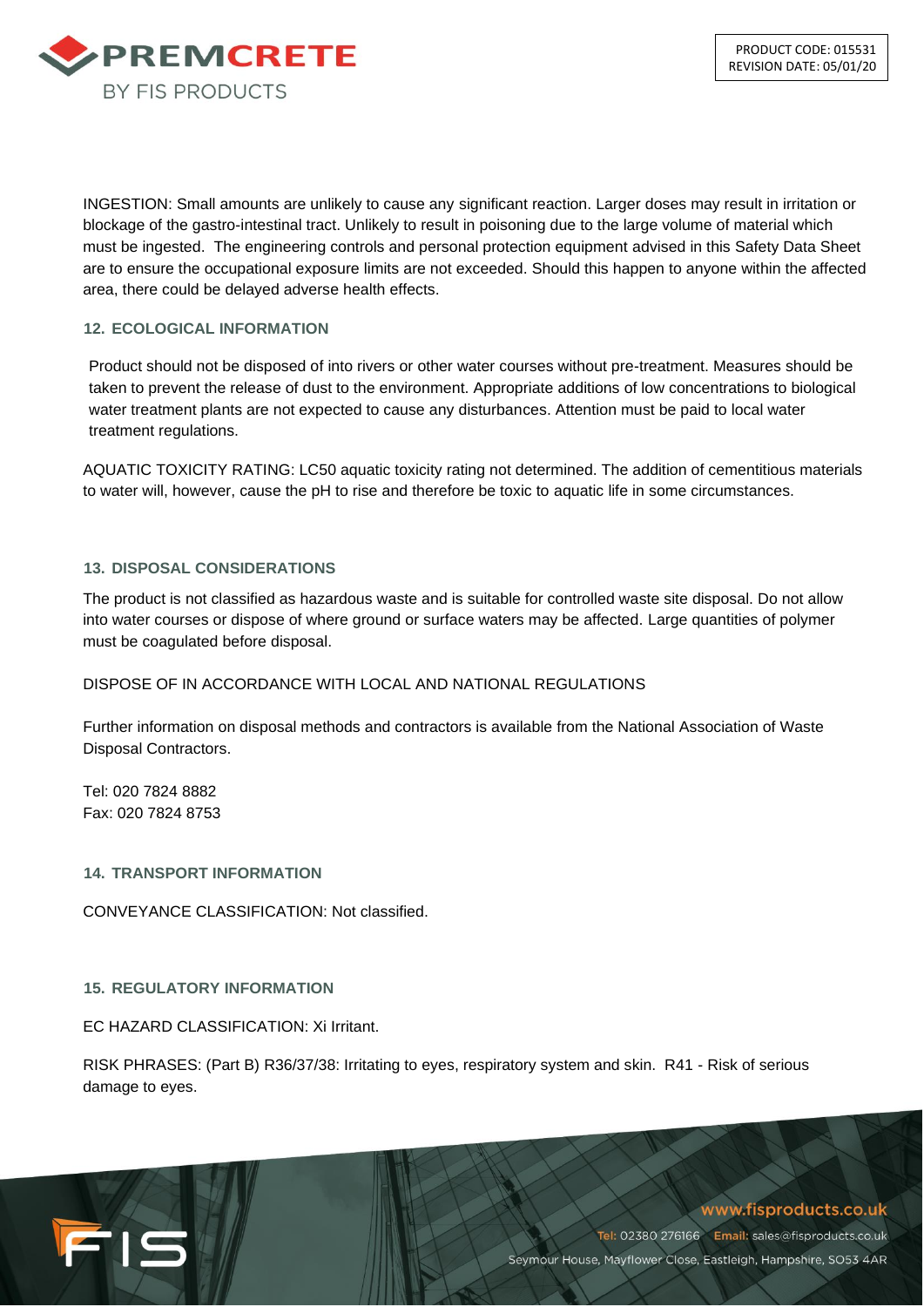INGESTION: Small amounts are unlikely to cause any significant reaction. Larger doses may result in irritation or blockage of the gastro-intestinal tract. Unlikely to result in poisoning due to the large volume of material which must be ingested. The engineering controls and personal protection equipment advised in this Safety Data Sheet are to ensure the occupational exposure limits are not exceeded. Should this happen to anyone within the affected area, there could be delayed adverse health effects.

## 12. ECOLOGICAL INFORMATION

Product should not be disposed of into rivers or other water courses without pre-treatment. Measures should be taken to prevent the release of dust to the environment. Appropriate additions of low concentrations to biological water treatment plants are not expected to cause any disturbances. Attention must be paid to local water treatment regulations.

AQUATIC TOXICITY RATING: LC50 aquatic toxicity rating not determined. The addition of cementitious materials to water will, however, cause the pH to rise and therefore be toxic to aquatic life in some circumstances.

## 13. DISPOSAL CONSIDERATIONS

The product is not classified as hazardous waste and is suitable for controlled waste site disposal. Do not allow into water courses or dispose of where ground or surface waters may be affected. Large quantities of polymer must be coagulated before disposal.

DISPOSE OF IN ACCORDANCE WITH LOCAL AND NATIONAL REGULATIONS

Further information on disposal methods and contractors is available from the National Association of Waste Disposal Contractors.

Tel: 020 7824 8882
Fax: 020 7824 8753

## 14. TRANSPORT INFORMATION

CONVEYANCE CLASSIFICATION: Not classified.

## 15. REGULATORY INFORMATION

EC HAZARD CLASSIFICATION: Xi Irritant.

RISK PHRASES: (Part B) R36/37/38: Irritating to eyes, respiratory system and skin. R41 - Risk of serious damage to eyes.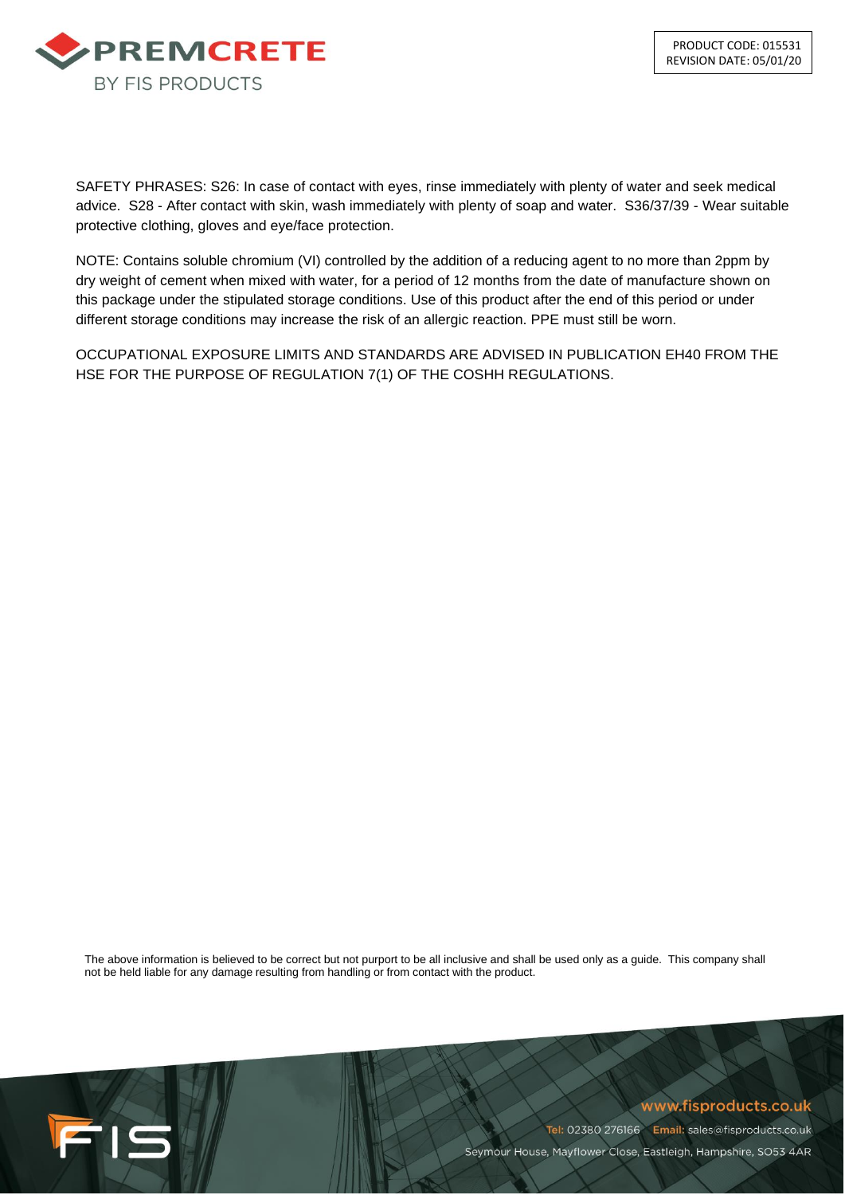SAFETY PHRASES: S26: In case of contact with eyes, rinse immediately with plenty of water and seek medical advice. S28 - After contact with skin, wash immediately with plenty of soap and water. S36/37/39 - Wear suitable protective clothing, gloves and eye/face protection.

NOTE: Contains soluble chromium (VI) controlled by the addition of a reducing agent to no more than 2ppm by dry weight of cement when mixed with water, for a period of 12 months from the date of manufacture shown on this package under the stipulated storage conditions. Use of this product after the end of this period or under different storage conditions may increase the risk of an allergic reaction. PPE must still be worn.

OCCUPATIONAL EXPOSURE LIMITS AND STANDARDS ARE ADVISED IN PUBLICATION EH40 FROM THE HSE FOR THE PURPOSE OF REGULATION 7(1) OF THE COSHH REGULATIONS.

The above information is believed to be correct but not purport to be all inclusive and shall be used only as a guide. This company shall not be held liable for any damage resulting from handling or from contact with the product.